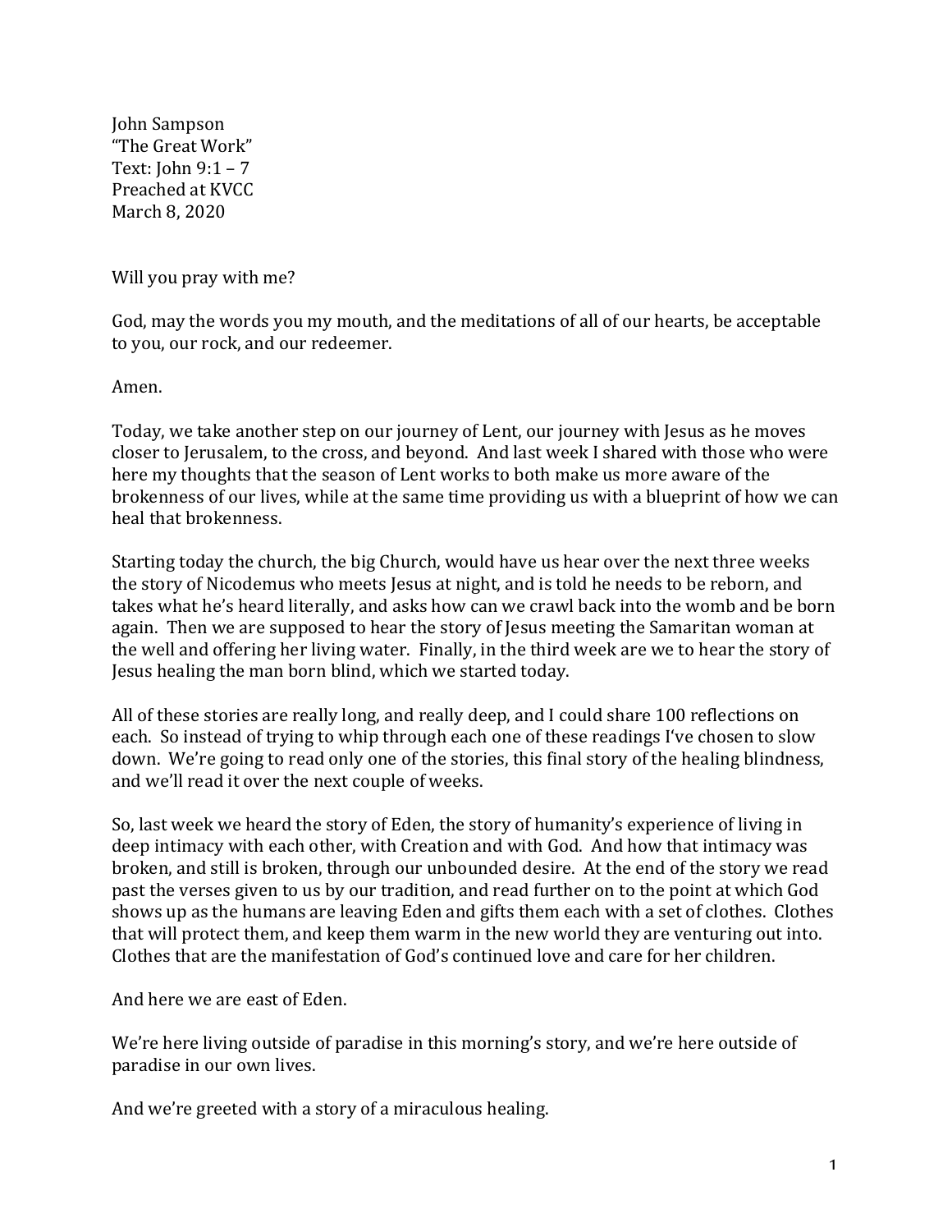John Sampson
"The Great Work"
Text: John 9:1 – 7
Preached at KVCC
March 8, 2020

Will you pray with me?

God, may the words you my mouth, and the meditations of all of our hearts, be acceptable to you, our rock, and our redeemer.

Amen.

Today, we take another step on our journey of Lent, our journey with Jesus as he moves closer to Jerusalem, to the cross, and beyond. And last week I shared with those who were here my thoughts that the season of Lent works to both make us more aware of the brokenness of our lives, while at the same time providing us with a blueprint of how we can heal that brokenness.

Starting today the church, the big Church, would have us hear over the next three weeks the story of Nicodemus who meets Jesus at night, and is told he needs to be reborn, and takes what he's heard literally, and asks how can we crawl back into the womb and be born again. Then we are supposed to hear the story of Jesus meeting the Samaritan woman at the well and offering her living water. Finally, in the third week are we to hear the story of Jesus healing the man born blind, which we started today.

All of these stories are really long, and really deep, and I could share 100 reflections on each. So instead of trying to whip through each one of these readings I've chosen to slow down. We're going to read only one of the stories, this final story of the healing blindness, and we'll read it over the next couple of weeks.

So, last week we heard the story of Eden, the story of humanity's experience of living in deep intimacy with each other, with Creation and with God. And how that intimacy was broken, and still is broken, through our unbounded desire. At the end of the story we read past the verses given to us by our tradition, and read further on to the point at which God shows up as the humans are leaving Eden and gifts them each with a set of clothes. Clothes that will protect them, and keep them warm in the new world they are venturing out into. Clothes that are the manifestation of God's continued love and care for her children.

And here we are east of Eden.

We're here living outside of paradise in this morning's story, and we're here outside of paradise in our own lives.

And we're greeted with a story of a miraculous healing.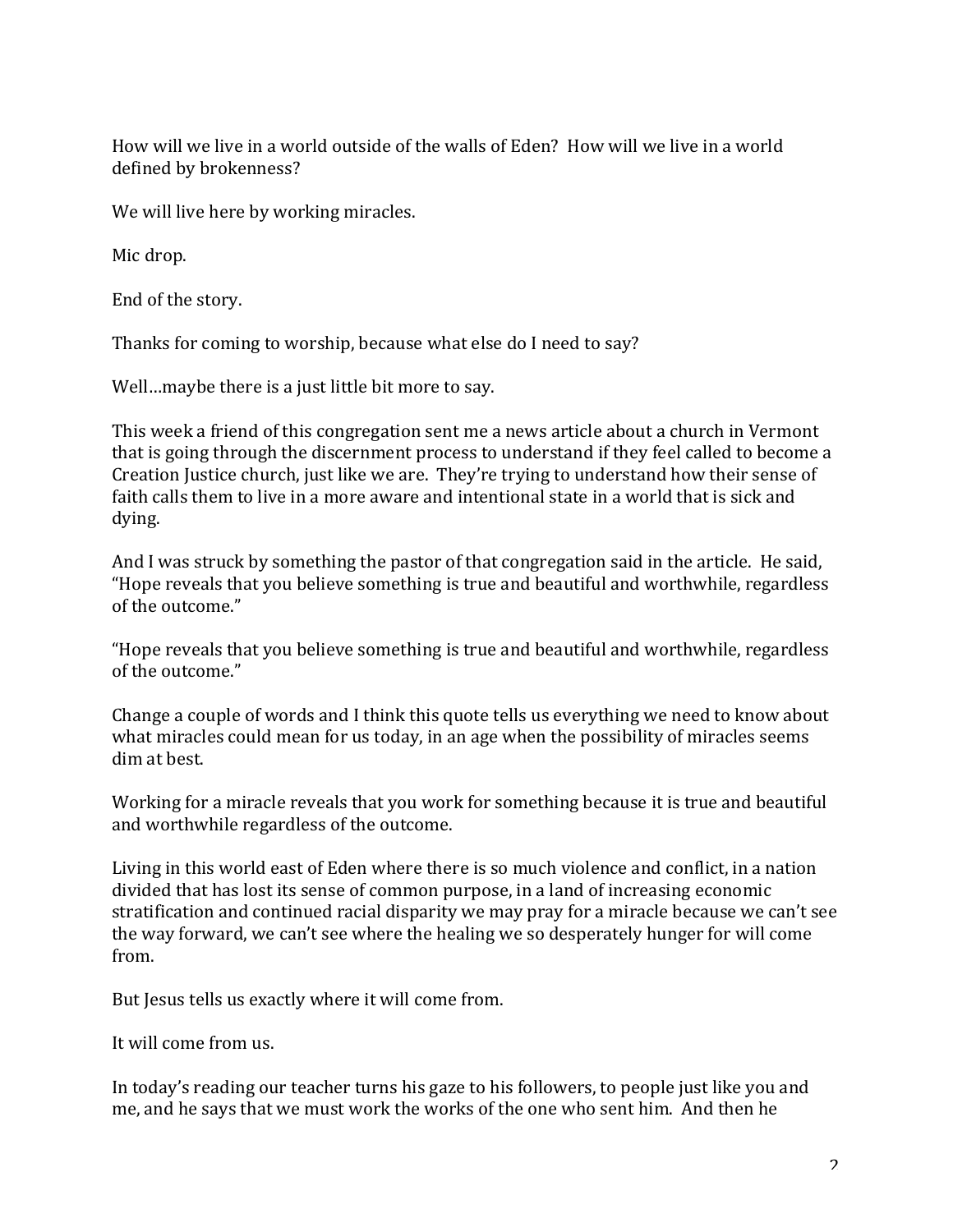How will we live in a world outside of the walls of Eden? How will we live in a world defined by brokenness?

We will live here by working miracles.

Mic drop.

End of the story.

Thanks for coming to worship, because what else do I need to say?

Well…maybe there is a just little bit more to say.

This week a friend of this congregation sent me a news article about a church in Vermont that is going through the discernment process to understand if they feel called to become a Creation Justice church, just like we are. They're trying to understand how their sense of faith calls them to live in a more aware and intentional state in a world that is sick and dying.

And I was struck by something the pastor of that congregation said in the article. He said, "Hope reveals that you believe something is true and beautiful and worthwhile, regardless of the outcome."

"Hope reveals that you believe something is true and beautiful and worthwhile, regardless of the outcome."

Change a couple of words and I think this quote tells us everything we need to know about what miracles could mean for us today, in an age when the possibility of miracles seems dim at best.

Working for a miracle reveals that you work for something because it is true and beautiful and worthwhile regardless of the outcome.

Living in this world east of Eden where there is so much violence and conflict, in a nation divided that has lost its sense of common purpose, in a land of increasing economic stratification and continued racial disparity we may pray for a miracle because we can't see the way forward, we can't see where the healing we so desperately hunger for will come from.

But Jesus tells us exactly where it will come from.

It will come from us.

In today's reading our teacher turns his gaze to his followers, to people just like you and me, and he says that we must work the works of the one who sent him. And then he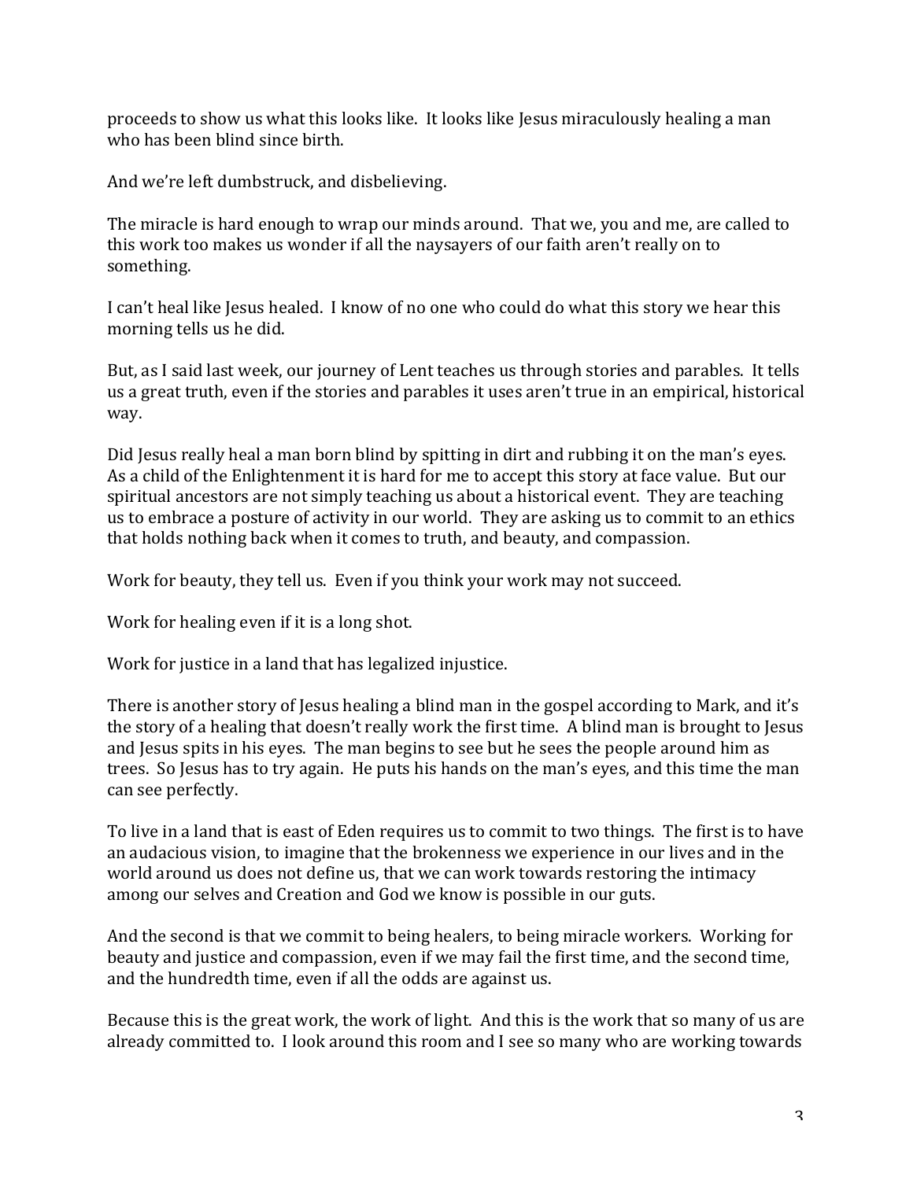proceeds to show us what this looks like. It looks like Jesus miraculously healing a man who has been blind since birth.

And we're left dumbstruck, and disbelieving.

The miracle is hard enough to wrap our minds around. That we, you and me, are called to this work too makes us wonder if all the naysayers of our faith aren't really on to something.

I can't heal like Jesus healed. I know of no one who could do what this story we hear this morning tells us he did.

But, as I said last week, our journey of Lent teaches us through stories and parables. It tells us a great truth, even if the stories and parables it uses aren't true in an empirical, historical way.

Did Jesus really heal a man born blind by spitting in dirt and rubbing it on the man's eyes. As a child of the Enlightenment it is hard for me to accept this story at face value. But our spiritual ancestors are not simply teaching us about a historical event. They are teaching us to embrace a posture of activity in our world. They are asking us to commit to an ethics that holds nothing back when it comes to truth, and beauty, and compassion.

Work for beauty, they tell us. Even if you think your work may not succeed.

Work for healing even if it is a long shot.

Work for justice in a land that has legalized injustice.

There is another story of Jesus healing a blind man in the gospel according to Mark, and it's the story of a healing that doesn't really work the first time. A blind man is brought to Jesus and Jesus spits in his eyes. The man begins to see but he sees the people around him as trees. So Jesus has to try again. He puts his hands on the man's eyes, and this time the man can see perfectly.

To live in a land that is east of Eden requires us to commit to two things. The first is to have an audacious vision, to imagine that the brokenness we experience in our lives and in the world around us does not define us, that we can work towards restoring the intimacy among our selves and Creation and God we know is possible in our guts.

And the second is that we commit to being healers, to being miracle workers. Working for beauty and justice and compassion, even if we may fail the first time, and the second time, and the hundredth time, even if all the odds are against us.

Because this is the great work, the work of light. And this is the work that so many of us are already committed to. I look around this room and I see so many who are working towards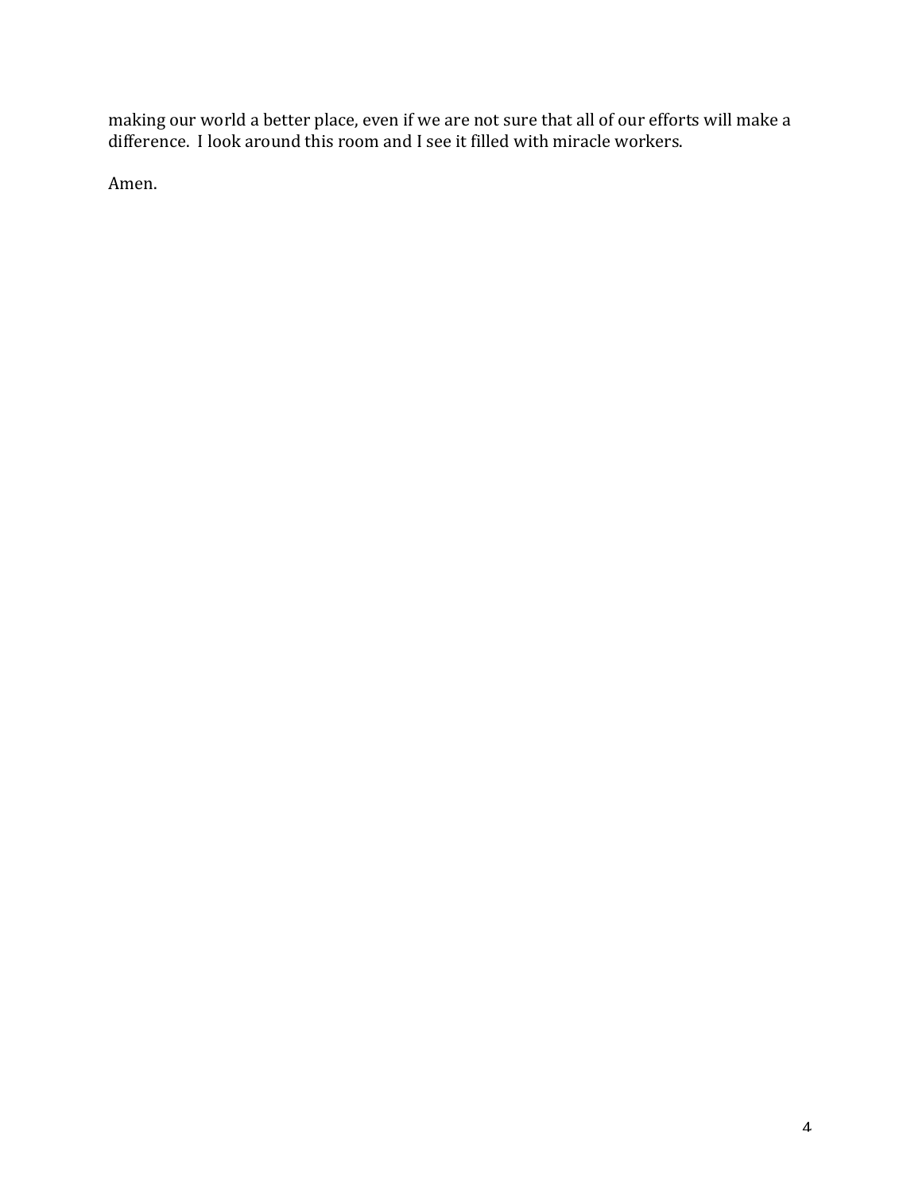making our world a better place, even if we are not sure that all of our efforts will make a difference. I look around this room and I see it filled with miracle workers.

Amen.